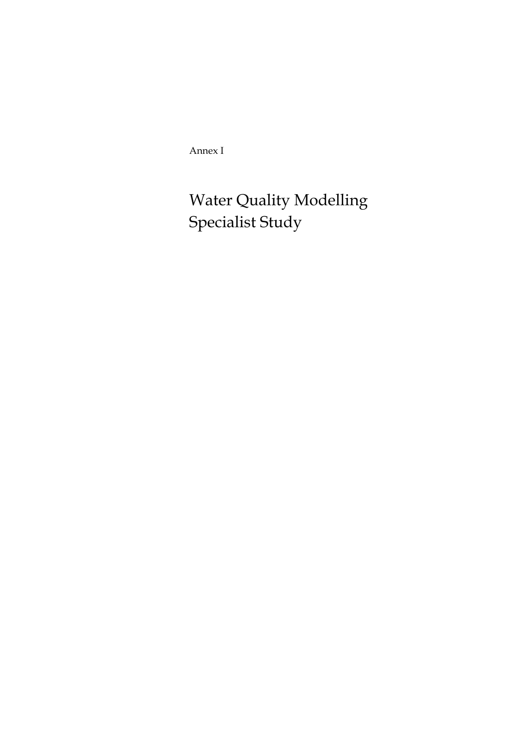Annex I

# Water Quality Modelling Specialist Study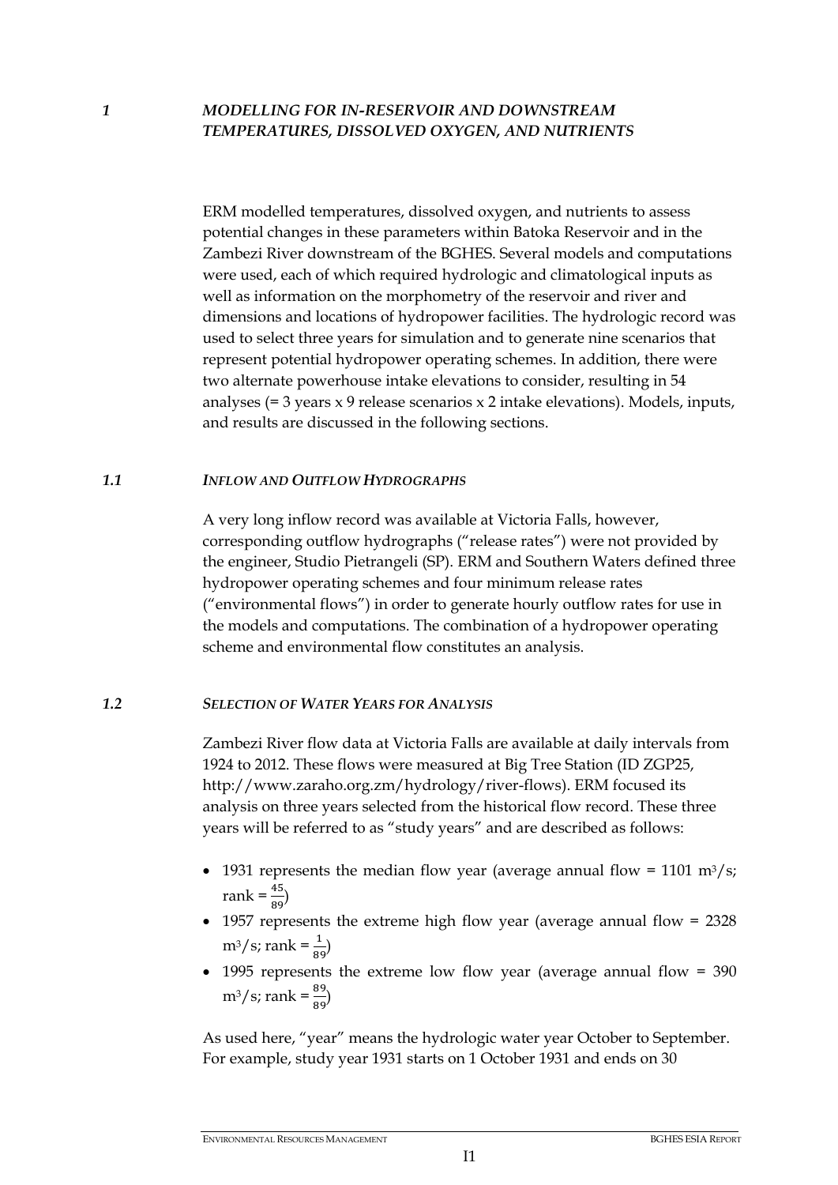# 1 MODELLING FOR IN-RESERVOIR AND DOWNSTREAM TEMPERATURES, DISSOLVED OXYGEN, AND NUTRIENTS

ERM modelled temperatures, dissolved oxygen, and nutrients to assess potential changes in these parameters within Batoka Reservoir and in the Zambezi River downstream of the BGHES. Several models and computations were used, each of which required hydrologic and climatological inputs as well as information on the morphometry of the reservoir and river and dimensions and locations of hydropower facilities. The hydrologic record was used to select three years for simulation and to generate nine scenarios that represent potential hydropower operating schemes. In addition, there were two alternate powerhouse intake elevations to consider, resulting in 54 analyses (= 3 years x 9 release scenarios x 2 intake elevations). Models, inputs, and results are discussed in the following sections.

## 1.1 *INFLOW AND OUTFLOW HYDROGRAPHS*

A very long inflow record was available at Victoria Falls, however, corresponding outflow hydrographs ("release rates") were not provided by the engineer, Studio Pietrangeli (SP). ERM and Southern Waters defined three hydropower operating schemes and four minimum release rates ("environmental flows") in order to generate hourly outflow rates for use in the models and computations. The combination of a hydropower operating scheme and environmental flow constitutes an analysis.

## 1.2 *SELECTION OF WATER YEARS FOR ANALYSIS*

Zambezi River flow data at Victoria Falls are available at daily intervals from 1924 to 2012. These flows were measured at Big Tree Station (ID ZGP25, http://www.zaraho.org.zm/hydrology/river-flows). ERM focused its analysis on three years selected from the historical flow record. These three years will be referred to as "study years" and are described as follows:

- 1931 represents the median flow year (average annual flow = 1101 $m^3/s$; rank = $\frac{45}{89}$)
- 1957 represents the extreme high flow year (average annual flow = 2328 $m^3/s$; rank = $\frac{1}{89}$)
- 1995 represents the extreme low flow year (average annual flow = 390 $m^3/s$; rank = $\frac{89}{89}$)

As used here, "year" means the hydrologic water year October to September. For example, study year 1931 starts on 1 October 1931 and ends on 30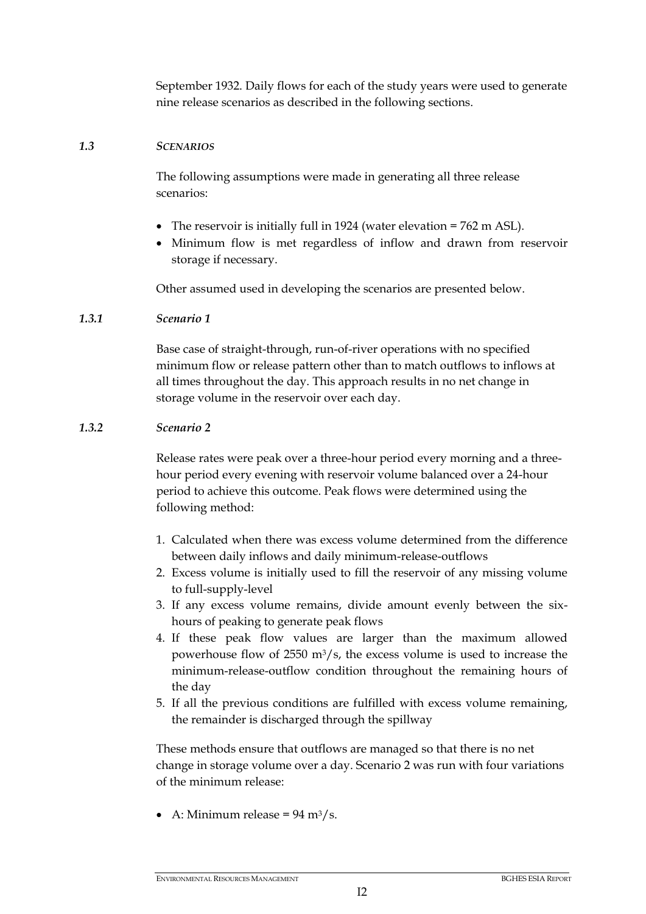September 1932. Daily flows for each of the study years were used to generate nine release scenarios as described in the following sections.

## 1.3 *SCENARIOS*

The following assumptions were made in generating all three release scenarios:

- The reservoir is initially full in 1924 (water elevation = 762 m ASL).
- Minimum flow is met regardless of inflow and drawn from reservoir storage if necessary.

Other assumed used in developing the scenarios are presented below.

### 1.3.1 *Scenario 1*

Base case of straight-through, run-of-river operations with no specified minimum flow or release pattern other than to match outflows to inflows at all times throughout the day. This approach results in no net change in storage volume in the reservoir over each day.

### 1.3.2 *Scenario 2*

Release rates were peak over a three-hour period every morning and a three-hour period every evening with reservoir volume balanced over a 24-hour period to achieve this outcome. Peak flows were determined using the following method:

1. Calculated when there was excess volume determined from the difference between daily inflows and daily minimum-release-outflows
2. Excess volume is initially used to fill the reservoir of any missing volume to full-supply-level
3. If any excess volume remains, divide amount evenly between the six-hours of peaking to generate peak flows
4. If these peak flow values are larger than the maximum allowed powerhouse flow of 2550 $m^3/s$, the excess volume is used to increase the minimum-release-outflow condition throughout the remaining hours of the day
5. If all the previous conditions are fulfilled with excess volume remaining, the remainder is discharged through the spillway

These methods ensure that outflows are managed so that there is no net change in storage volume over a day. Scenario 2 was run with four variations of the minimum release:

- A: Minimum release = 94 $m^3/s$.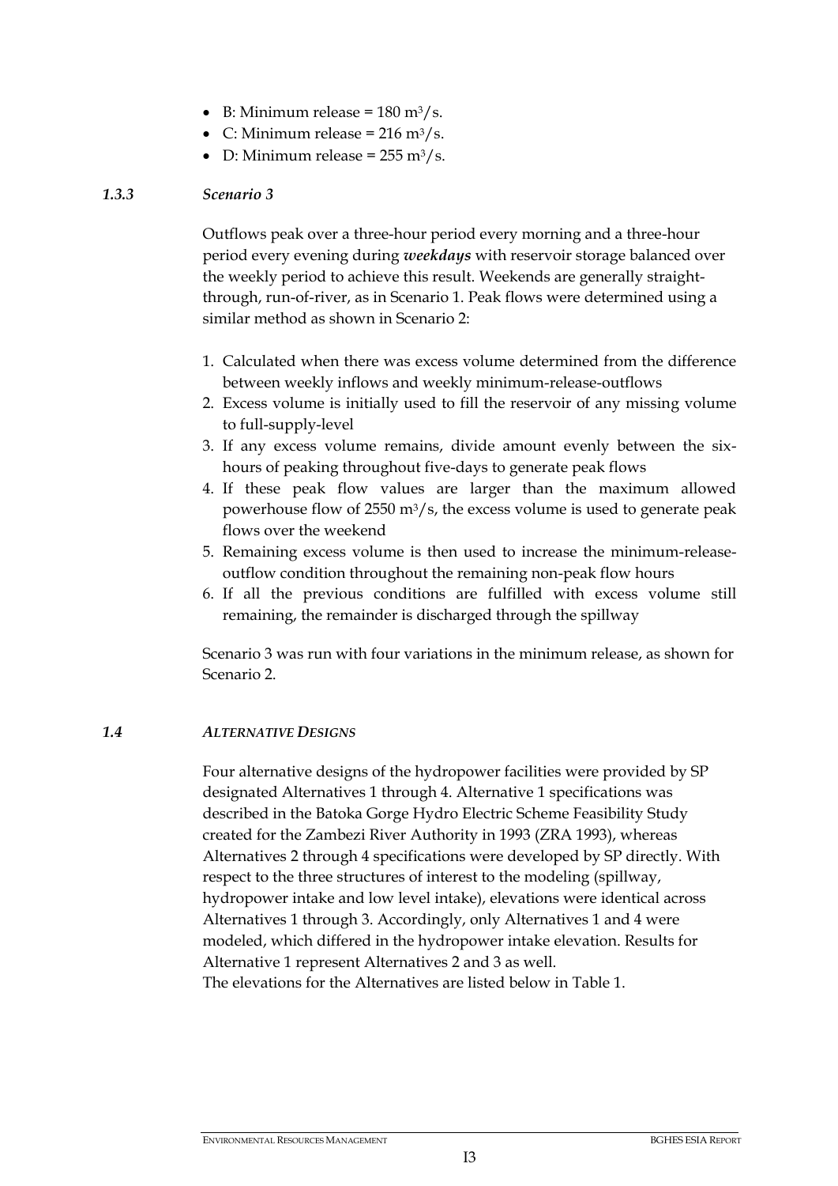- B: Minimum release = 180 $m^3/s$.
- C: Minimum release = 216 $m^3/s$.
- D: Minimum release = 255 $m^3/s$.

### *1.3.3 Scenario 3*

Outflows peak over a three-hour period every morning and a three-hour period every evening during ***weekdays*** with reservoir storage balanced over the weekly period to achieve this result. Weekends are generally straight-through, run-of-river, as in Scenario 1. Peak flows were determined using a similar method as shown in Scenario 2:

1. Calculated when there was excess volume determined from the difference between weekly inflows and weekly minimum-release-outflows
2. Excess volume is initially used to fill the reservoir of any missing volume to full-supply-level
3. If any excess volume remains, divide amount evenly between the six-hours of peaking throughout five-days to generate peak flows
4. If these peak flow values are larger than the maximum allowed powerhouse flow of 2550 $m^3/s$, the excess volume is used to generate peak flows over the weekend
5. Remaining excess volume is then used to increase the minimum-release-outflow condition throughout the remaining non-peak flow hours
6. If all the previous conditions are fulfilled with excess volume still remaining, the remainder is discharged through the spillway

Scenario 3 was run with four variations in the minimum release, as shown for Scenario 2.

## *1.4 ALTERNATIVE DESIGNS*

Four alternative designs of the hydropower facilities were provided by SP designated Alternatives 1 through 4. Alternative 1 specifications was described in the Batoka Gorge Hydro Electric Scheme Feasibility Study created for the Zambezi River Authority in 1993 (ZRA 1993), whereas Alternatives 2 through 4 specifications were developed by SP directly. With respect to the three structures of interest to the modeling (spillway, hydropower intake and low level intake), elevations were identical across Alternatives 1 through 3. Accordingly, only Alternatives 1 and 4 were modeled, which differed in the hydropower intake elevation. Results for Alternative 1 represent Alternatives 2 and 3 as well.
The elevations for the Alternatives are listed below in Table 1.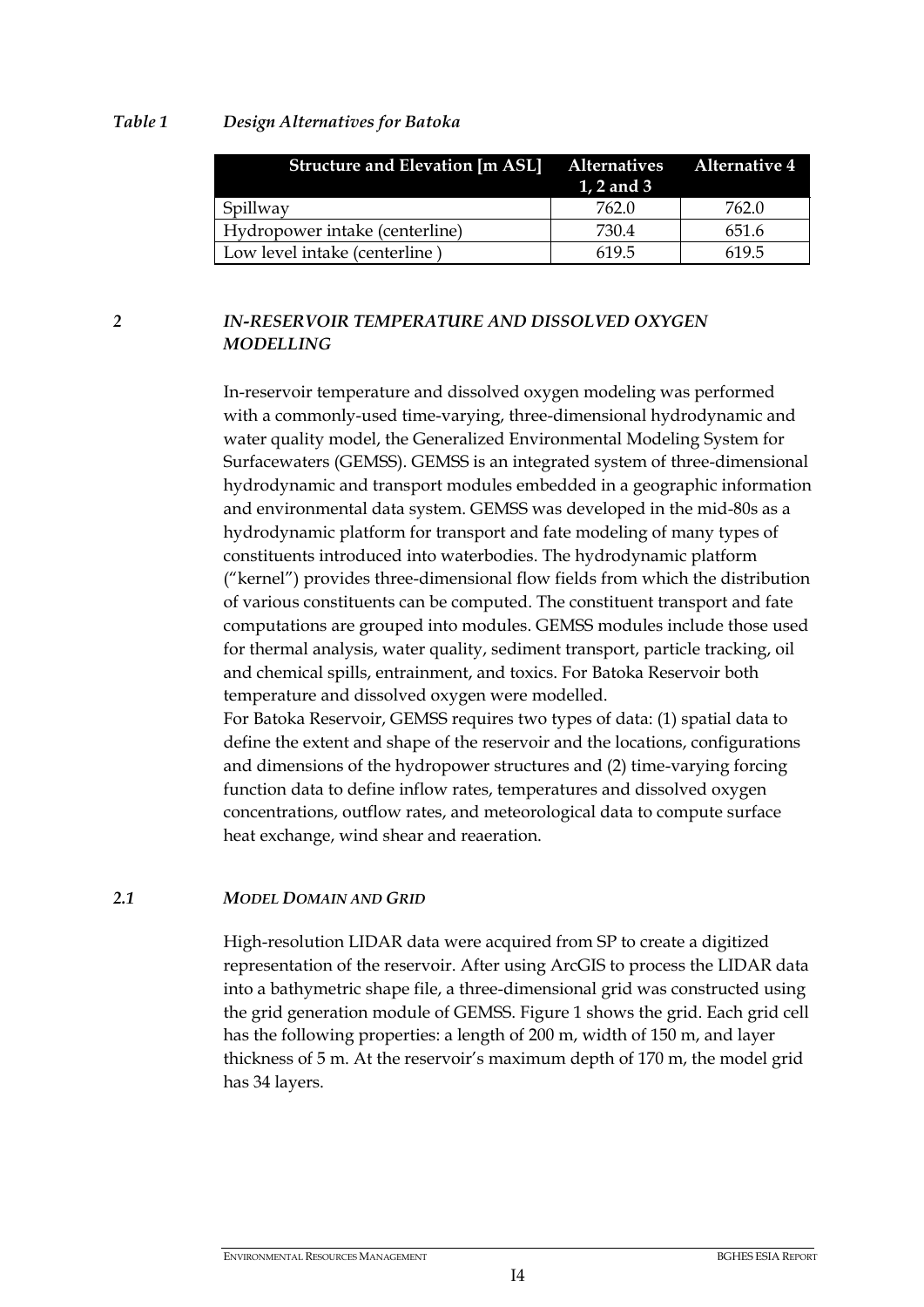*Table 1 Design Alternatives for Batoka*

| Structure and Elevation [m ASL] | Alternatives 1, 2 and 3 | Alternative 4 |
|---|---|---|
| Spillway | 762.0 | 762.0 |
| Hydropower intake (centerline) | 730.4 | 651.6 |
| Low level intake (centerline ) | 619.5 | 619.5 |

## *2 IN-RESERVOIR TEMPERATURE AND DISSOLVED OXYGEN MODELLING*

In-reservoir temperature and dissolved oxygen modeling was performed with a commonly-used time-varying, three-dimensional hydrodynamic and water quality model, the Generalized Environmental Modeling System for Surfacewaters (GEMSS). GEMSS is an integrated system of three-dimensional hydrodynamic and transport modules embedded in a geographic information and environmental data system. GEMSS was developed in the mid-80s as a hydrodynamic platform for transport and fate modeling of many types of constituents introduced into waterbodies. The hydrodynamic platform ("kernel") provides three-dimensional flow fields from which the distribution of various constituents can be computed. The constituent transport and fate computations are grouped into modules. GEMSS modules include those used for thermal analysis, water quality, sediment transport, particle tracking, oil and chemical spills, entrainment, and toxics. For Batoka Reservoir both temperature and dissolved oxygen were modelled.

For Batoka Reservoir, GEMSS requires two types of data: (1) spatial data to define the extent and shape of the reservoir and the locations, configurations and dimensions of the hydropower structures and (2) time-varying forcing function data to define inflow rates, temperatures and dissolved oxygen concentrations, outflow rates, and meteorological data to compute surface heat exchange, wind shear and reaeration.

### *2.1 MODEL DOMAIN AND GRID*

High-resolution LIDAR data were acquired from SP to create a digitized representation of the reservoir. After using ArcGIS to process the LIDAR data into a bathymetric shape file, a three-dimensional grid was constructed using the grid generation module of GEMSS. Figure 1 shows the grid. Each grid cell has the following properties: a length of 200 m, width of 150 m, and layer thickness of 5 m. At the reservoir's maximum depth of 170 m, the model grid has 34 layers.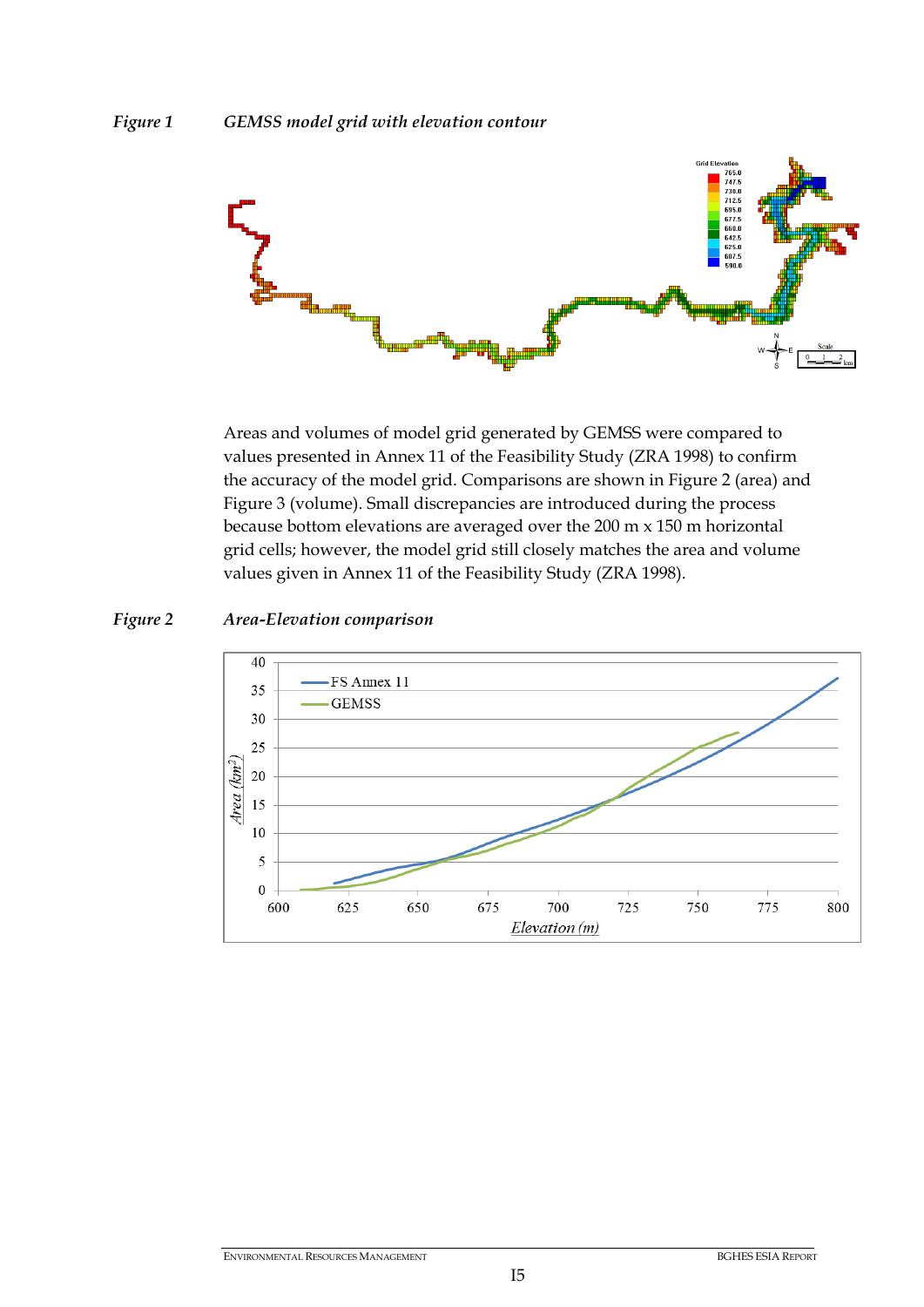*Figure 1* *GEMSS model grid with elevation contour*

Areas and volumes of model grid generated by GEMSS were compared to values presented in Annex 11 of the Feasibility Study (ZRA 1998) to confirm the accuracy of the model grid. Comparisons are shown in Figure 2 (area) and Figure 3 (volume). Small discrepancies are introduced during the process because bottom elevations are averaged over the 200 m x 150 m horizontal grid cells; however, the model grid still closely matches the area and volume values given in Annex 11 of the Feasibility Study (ZRA 1998).

*Figure 2* *Area-Elevation comparison*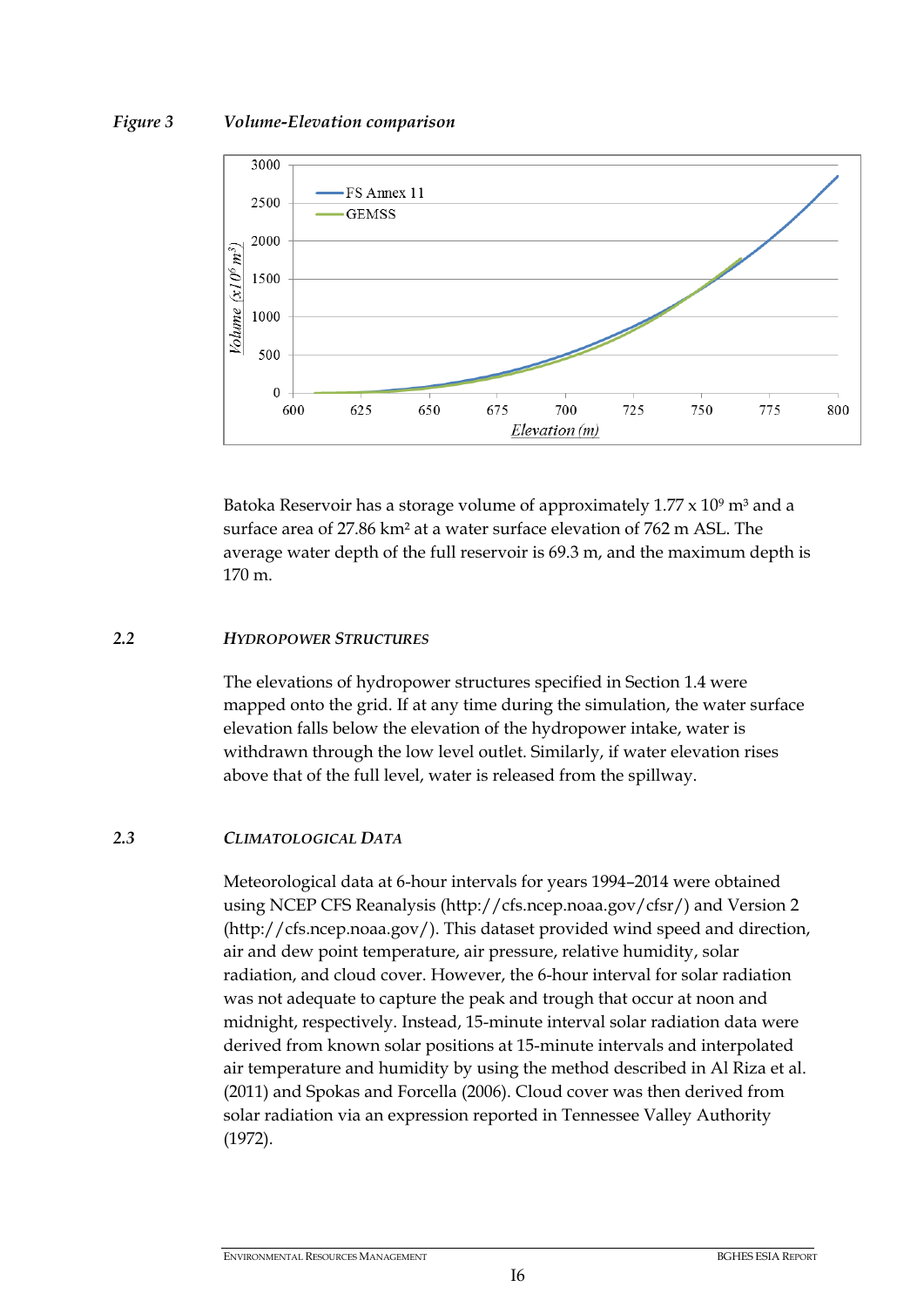*Figure 3 Volume-Elevation comparison*

Batoka Reservoir has a storage volume of approximately 1.77 x $10^9$ $m^3$ and a surface area of 27.86 $km^2$ at a water surface elevation of 762 m ASL. The average water depth of the full reservoir is 69.3 m, and the maximum depth is 170 m.

## 2.2 *HYDROPOWER STRUCTURES*

The elevations of hydropower structures specified in Section 1.4 were mapped onto the grid. If at any time during the simulation, the water surface elevation falls below the elevation of the hydropower intake, water is withdrawn through the low level outlet. Similarly, if water elevation rises above that of the full level, water is released from the spillway.

## 2.3 *CLIMATOLOGICAL DATA*

Meteorological data at 6-hour intervals for years 1994–2014 were obtained using NCEP CFS Reanalysis (http://cfs.ncep.noaa.gov/cfsr/) and Version 2 (http://cfs.ncep.noaa.gov/). This dataset provided wind speed and direction, air and dew point temperature, air pressure, relative humidity, solar radiation, and cloud cover. However, the 6-hour interval for solar radiation was not adequate to capture the peak and trough that occur at noon and midnight, respectively. Instead, 15-minute interval solar radiation data were derived from known solar positions at 15-minute intervals and interpolated air temperature and humidity by using the method described in Al Riza et al. (2011) and Spokas and Forcella (2006). Cloud cover was then derived from solar radiation via an expression reported in Tennessee Valley Authority (1972).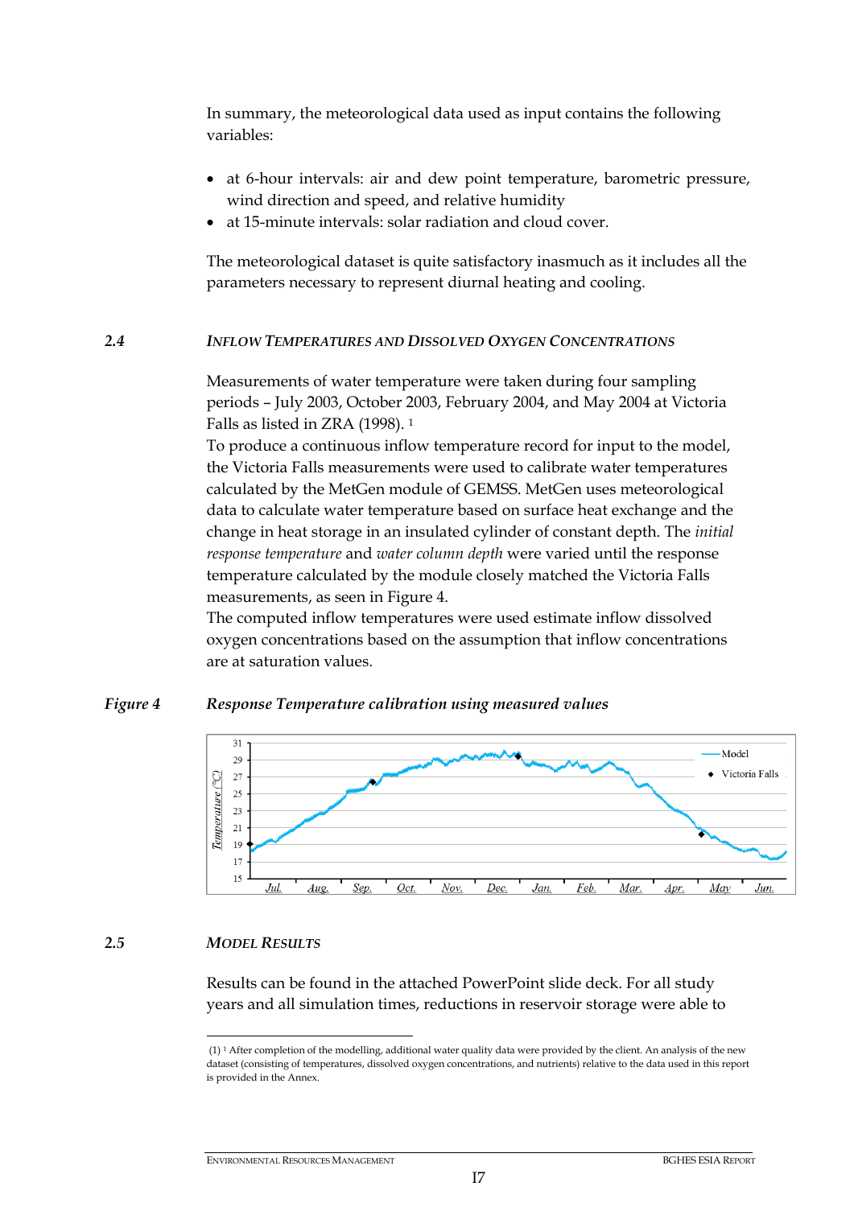In summary, the meteorological data used as input contains the following variables:

- at 6-hour intervals: air and dew point temperature, barometric pressure, wind direction and speed, and relative humidity
- at 15-minute intervals: solar radiation and cloud cover.

The meteorological dataset is quite satisfactory inasmuch as it includes all the parameters necessary to represent diurnal heating and cooling.

## 2.4 *Inflow Temperatures and Dissolved Oxygen Concentrations*

Measurements of water temperature were taken during four sampling periods – July 2003, October 2003, February 2004, and May 2004 at Victoria Falls as listed in ZRA (1998). [1]

To produce a continuous inflow temperature record for input to the model, the Victoria Falls measurements were used to calibrate water temperatures calculated by the MetGen module of GEMSS. MetGen uses meteorological data to calculate water temperature based on surface heat exchange and the change in heat storage in an insulated cylinder of constant depth. The *initial response temperature* and *water column depth* were varied until the response temperature calculated by the module closely matched the Victoria Falls measurements, as seen in Figure 4.

The computed inflow temperatures were used estimate inflow dissolved oxygen concentrations based on the assumption that inflow concentrations are at saturation values.

*Figure 4* ***Response Temperature calibration using measured values***

## 2.5 *Model Results*

Results can be found in the attached PowerPoint slide deck. For all study years and all simulation times, reductions in reservoir storage were able to

---

(1) [1] After completion of the modelling, additional water quality data were provided by the client. An analysis of the new dataset (consisting of temperatures, dissolved oxygen concentrations, and nutrients) relative to the data used in this report is provided in the Annex.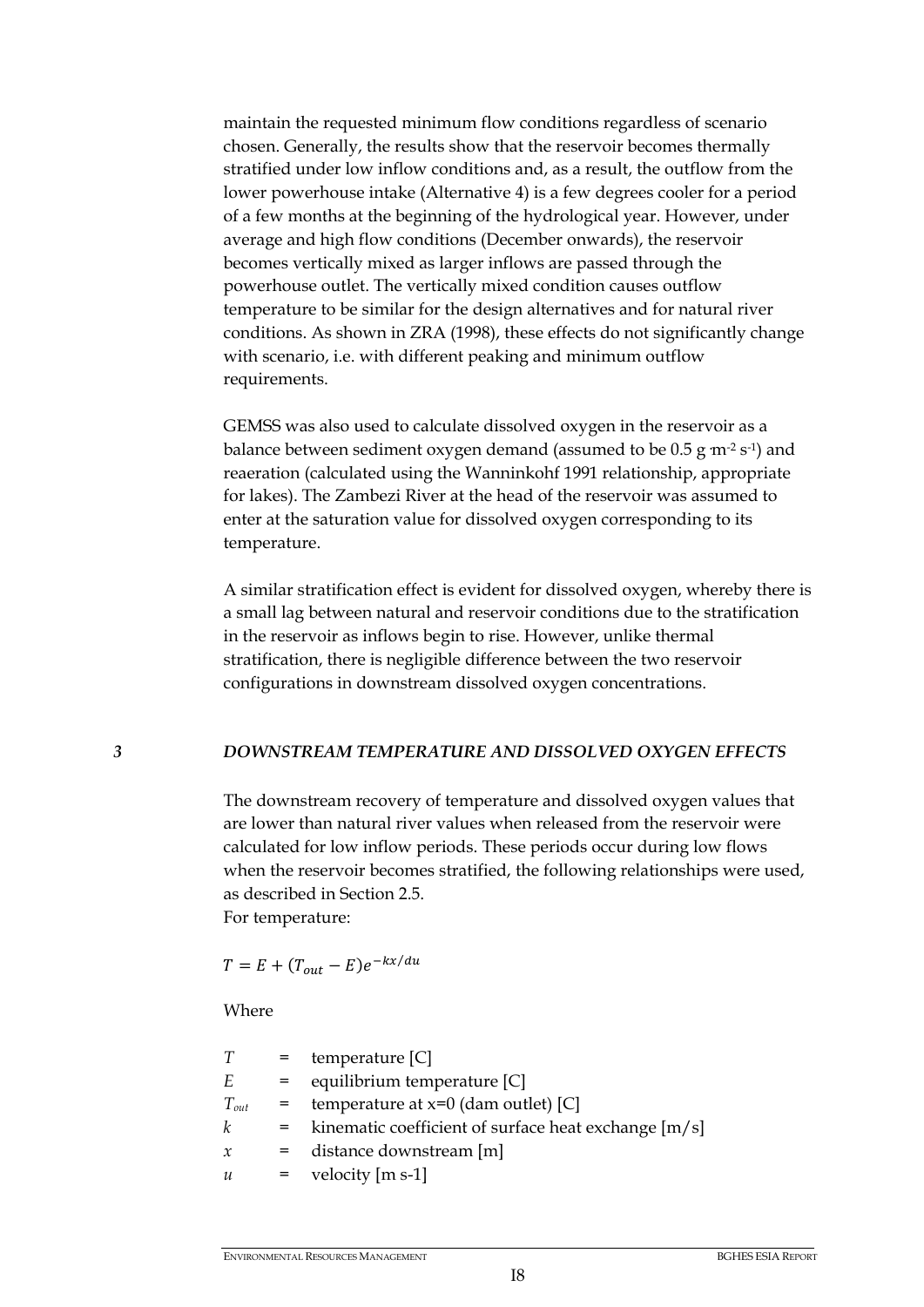maintain the requested minimum flow conditions regardless of scenario chosen. Generally, the results show that the reservoir becomes thermally stratified under low inflow conditions and, as a result, the outflow from the lower powerhouse intake (Alternative 4) is a few degrees cooler for a period of a few months at the beginning of the hydrological year. However, under average and high flow conditions (December onwards), the reservoir becomes vertically mixed as larger inflows are passed through the powerhouse outlet. The vertically mixed condition causes outflow temperature to be similar for the design alternatives and for natural river conditions. As shown in ZRA (1998), these effects do not significantly change with scenario, i.e. with different peaking and minimum outflow requirements.

GEMSS was also used to calculate dissolved oxygen in the reservoir as a balance between sediment oxygen demand (assumed to be 0.5 g $m^{-2}$ $s^{-1}$) and reaeration (calculated using the Wanninkohf 1991 relationship, appropriate for lakes). The Zambezi River at the head of the reservoir was assumed to enter at the saturation value for dissolved oxygen corresponding to its temperature.

A similar stratification effect is evident for dissolved oxygen, whereby there is a small lag between natural and reservoir conditions due to the stratification in the reservoir as inflows begin to rise. However, unlike thermal stratification, there is negligible difference between the two reservoir configurations in downstream dissolved oxygen concentrations.

## *3 DOWNSTREAM TEMPERATURE AND DISSOLVED OXYGEN EFFECTS*

The downstream recovery of temperature and dissolved oxygen values that are lower than natural river values when released from the reservoir were calculated for low inflow periods. These periods occur during low flows when the reservoir becomes stratified, the following relationships were used, as described in Section 2.5.
For temperature:

$$T = E + (T_{out} - E)e^{-kx/du}$$

Where

| | | |
|---|---|---|
| $T$ | = | temperature [C] |
| $E$ | = | equilibrium temperature [C] |
| $T_{out}$ | = | temperature at x=0 (dam outlet) [C] |
| $k$ | = | kinematic coefficient of surface heat exchange [m/s] |
| $x$ | = | distance downstream [m] |
| $u$ | = | velocity [m s-1] |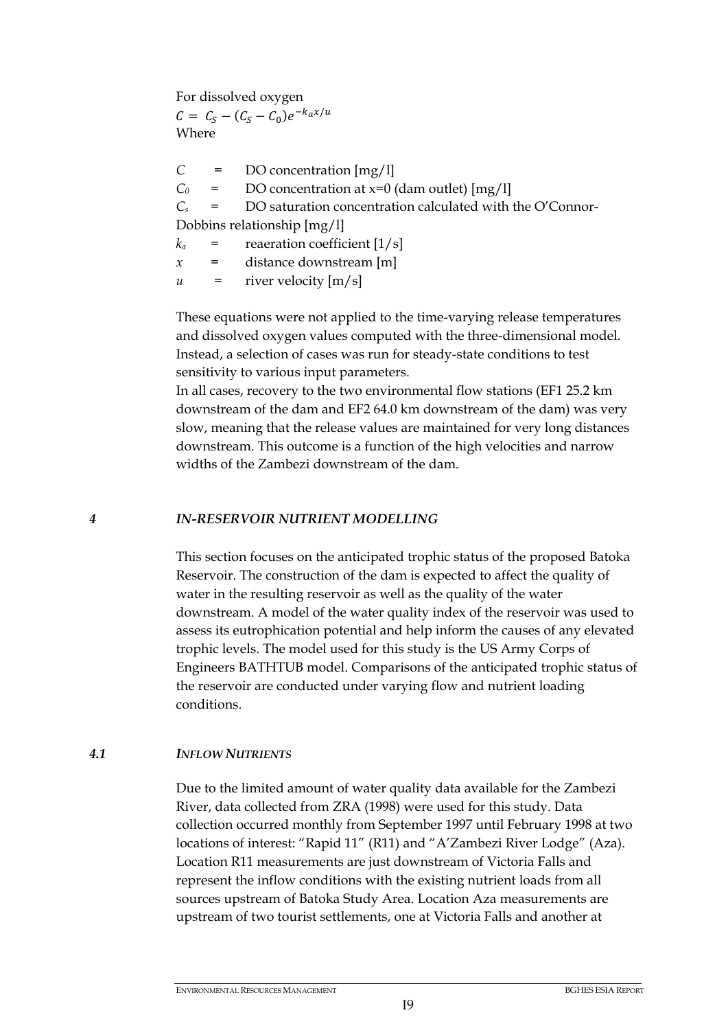For dissolved oxygen

$$C = C_S - (C_S - C_0)e^{-k_a x/u}$$

Where

$C$ = DO concentration [mg/l]

$C_0$ = DO concentration at x=0 (dam outlet) [mg/l]

$C_s$ = DO saturation concentration calculated with the O'Connor-Dobbins relationship [mg/l]

$k_a$ = reaeration coefficient [1/s]

$x$ = distance downstream [m]

$u$ = river velocity [m/s]

These equations were not applied to the time-varying release temperatures and dissolved oxygen values computed with the three-dimensional model. Instead, a selection of cases was run for steady-state conditions to test sensitivity to various input parameters.

In all cases, recovery to the two environmental flow stations (EF1 25.2 km downstream of the dam and EF2 64.0 km downstream of the dam) was very slow, meaning that the release values are maintained for very long distances downstream. This outcome is a function of the high velocities and narrow widths of the Zambezi downstream of the dam.

## *4 IN-RESERVOIR NUTRIENT MODELLING*

This section focuses on the anticipated trophic status of the proposed Batoka Reservoir. The construction of the dam is expected to affect the quality of water in the resulting reservoir as well as the quality of the water downstream. A model of the water quality index of the reservoir was used to assess its eutrophication potential and help inform the causes of any elevated trophic levels. The model used for this study is the US Army Corps of Engineers BATHTUB model. Comparisons of the anticipated trophic status of the reservoir are conducted under varying flow and nutrient loading conditions.

### *4.1 INFLOW NUTRIENTS*

Due to the limited amount of water quality data available for the Zambezi River, data collected from ZRA (1998) were used for this study. Data collection occurred monthly from September 1997 until February 1998 at two locations of interest: "Rapid 11" (R11) and "A'Zambezi River Lodge" (Aza). Location R11 measurements are just downstream of Victoria Falls and represent the inflow conditions with the existing nutrient loads from all sources upstream of Batoka Study Area. Location Aza measurements are upstream of two tourist settlements, one at Victoria Falls and another at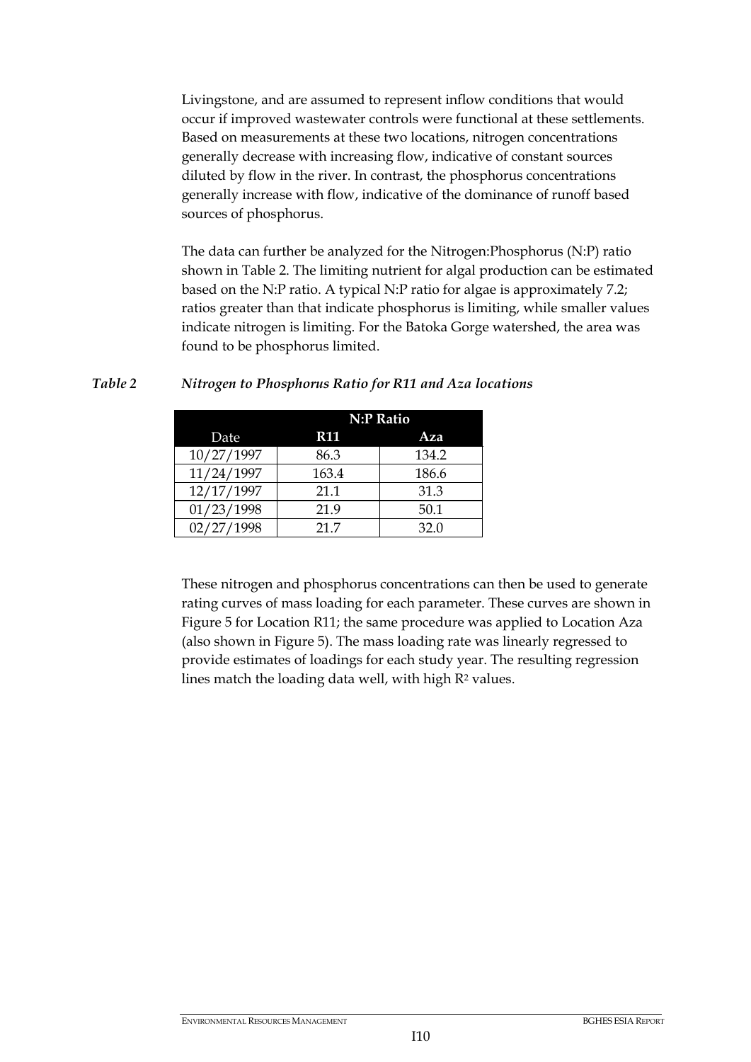Livingstone, and are assumed to represent inflow conditions that would occur if improved wastewater controls were functional at these settlements. Based on measurements at these two locations, nitrogen concentrations generally decrease with increasing flow, indicative of constant sources diluted by flow in the river. In contrast, the phosphorus concentrations generally increase with flow, indicative of the dominance of runoff based sources of phosphorus.

The data can further be analyzed for the Nitrogen:Phosphorus (N:P) ratio shown in Table 2. The limiting nutrient for algal production can be estimated based on the N:P ratio. A typical N:P ratio for algae is approximately 7.2; ratios greater than that indicate phosphorus is limiting, while smaller values indicate nitrogen is limiting. For the Batoka Gorge watershed, the area was found to be phosphorus limited.

***Table 2 Nitrogen to Phosphorus Ratio for R11 and Aza locations***

| | N:P Ratio | |
|---|---|---|
| Date | R11 | Aza |
| 10/27/1997 | 86.3 | 134.2 |
| 11/24/1997 | 163.4 | 186.6 |
| 12/17/1997 | 21.1 | 31.3 |
| 01/23/1998 | 21.9 | 50.1 |
| 02/27/1998 | 21.7 | 32.0 |

These nitrogen and phosphorus concentrations can then be used to generate rating curves of mass loading for each parameter. These curves are shown in Figure 5 for Location R11; the same procedure was applied to Location Aza (also shown in Figure 5). The mass loading rate was linearly regressed to provide estimates of loadings for each study year. The resulting regression lines match the loading data well, with high $R^2$ values.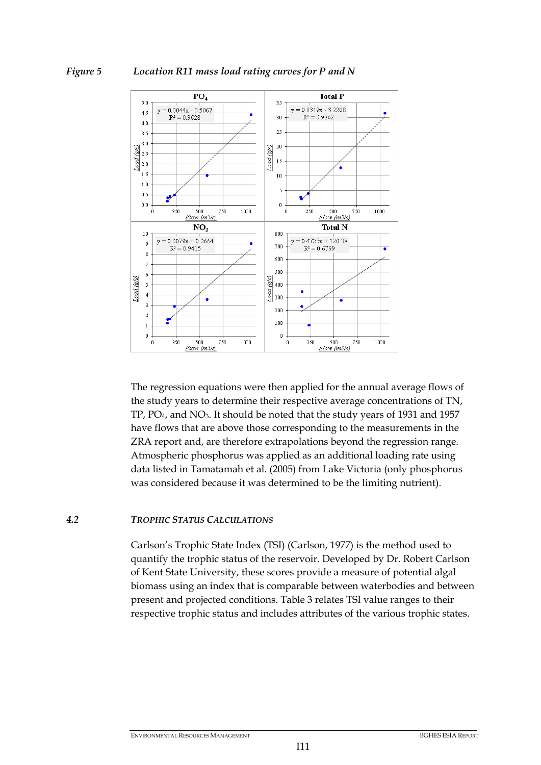*Figure 5 Location R11 mass load rating curves for P and N*

The regression equations were then applied for the annual average flows of the study years to determine their respective average concentrations of TN, TP, $PO_4$, and $NO_3$. It should be noted that the study years of 1931 and 1957 have flows that are above those corresponding to the measurements in the ZRA report and, are therefore extrapolations beyond the regression range. Atmospheric phosphorus was applied as an additional loading rate using data listed in Tamatamah et al. (2005) from Lake Victoria (only phosphorus was considered because it was determined to be the limiting nutrient).

### 4.2 *TROPHIC STATUS CALCULATIONS*

Carlson's Trophic State Index (TSI) (Carlson, 1977) is the method used to quantify the trophic status of the reservoir. Developed by Dr. Robert Carlson of Kent State University, these scores provide a measure of potential algal biomass using an index that is comparable between waterbodies and between present and projected conditions. Table 3 relates TSI value ranges to their respective trophic status and includes attributes of the various trophic states.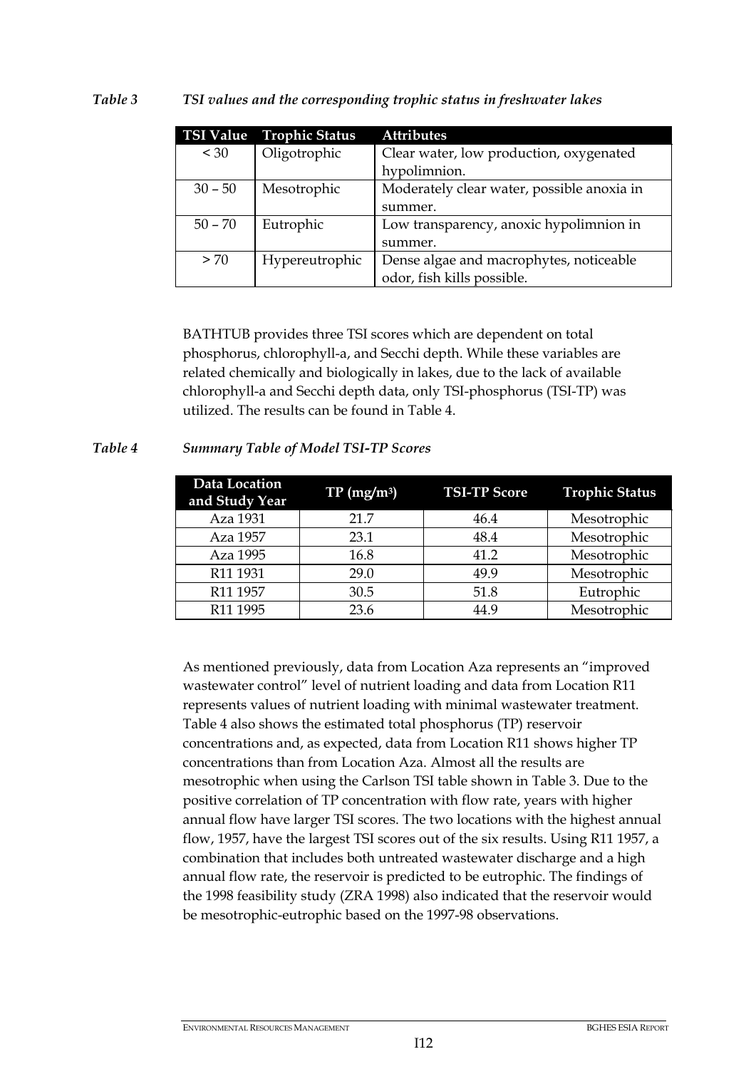*Table 3 TSI values and the corresponding trophic status in freshwater lakes*

| TSI Value | Trophic Status | Attributes |
|---|---|---|
| < 30 | Oligotrophic | Clear water, low production, oxygenated hypolimnion. |
| 30 – 50 | Mesotrophic | Moderately clear water, possible anoxia in summer. |
| 50 – 70 | Eutrophic | Low transparency, anoxic hypolimnion in summer. |
| > 70 | Hypereutrophic | Dense algae and macrophytes, noticeable odor, fish kills possible. |

BATHTUB provides three TSI scores which are dependent on total phosphorus, chlorophyll-a, and Secchi depth. While these variables are related chemically and biologically in lakes, due to the lack of available chlorophyll-a and Secchi depth data, only TSI-phosphorus (TSI-TP) was utilized. The results can be found in Table 4.

*Table 4 Summary Table of Model TSI-TP Scores*

| Data Location and Study Year | TP (mg/m$^3$) | TSI-TP Score | Trophic Status |
|---|---|---|---|
| Aza 1931 | 21.7 | 46.4 | Mesotrophic |
| Aza 1957 | 23.1 | 48.4 | Mesotrophic |
| Aza 1995 | 16.8 | 41.2 | Mesotrophic |
| R11 1931 | 29.0 | 49.9 | Mesotrophic |
| R11 1957 | 30.5 | 51.8 | Eutrophic |
| R11 1995 | 23.6 | 44.9 | Mesotrophic |

As mentioned previously, data from Location Aza represents an "improved wastewater control" level of nutrient loading and data from Location R11 represents values of nutrient loading with minimal wastewater treatment. Table 4 also shows the estimated total phosphorus (TP) reservoir concentrations and, as expected, data from Location R11 shows higher TP concentrations than from Location Aza. Almost all the results are mesotrophic when using the Carlson TSI table shown in Table 3. Due to the positive correlation of TP concentration with flow rate, years with higher annual flow have larger TSI scores. The two locations with the highest annual flow, 1957, have the largest TSI scores out of the six results. Using R11 1957, a combination that includes both untreated wastewater discharge and a high annual flow rate, the reservoir is predicted to be eutrophic. The findings of the 1998 feasibility study (ZRA 1998) also indicated that the reservoir would be mesotrophic-eutrophic based on the 1997-98 observations.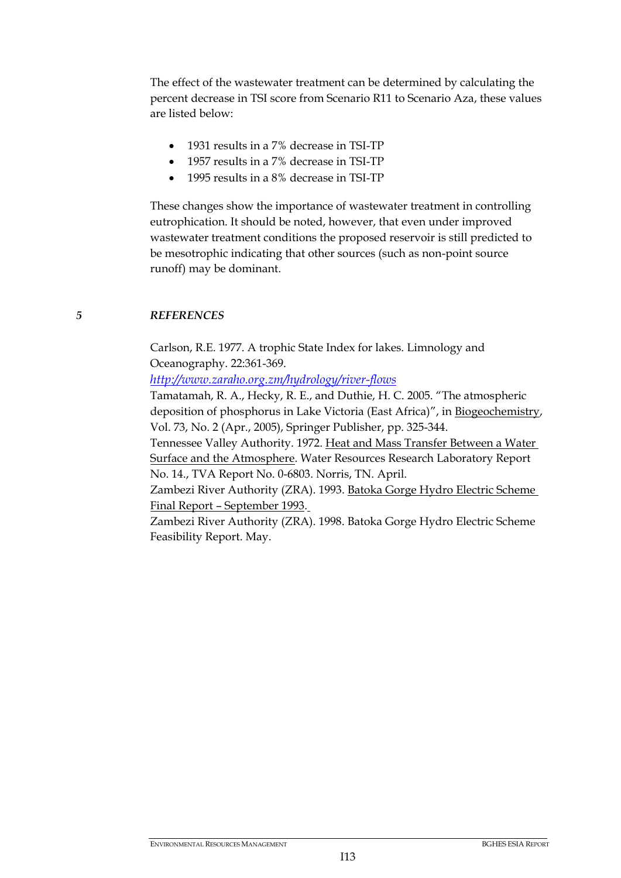The effect of the wastewater treatment can be determined by calculating the percent decrease in TSI score from Scenario R11 to Scenario Aza, these values are listed below:

- 1931 results in a 7% decrease in TSI-TP
- 1957 results in a 7% decrease in TSI-TP
- 1995 results in a 8% decrease in TSI-TP

These changes show the importance of wastewater treatment in controlling eutrophication. It should be noted, however, that even under improved wastewater treatment conditions the proposed reservoir is still predicted to be mesotrophic indicating that other sources (such as non-point source runoff) may be dominant.

## 5 *REFERENCES*

Carlson, R.E. 1977. A trophic State Index for lakes. Limnology and Oceanography. 22:361-369.

*http://www.zaraho.org.zm/hydrology/river-flows*

Tamatamah, R. A., Hecky, R. E., and Duthie, H. C. 2005. "The atmospheric deposition of phosphorus in Lake Victoria (East Africa)", in Biogeochemistry, Vol. 73, No. 2 (Apr., 2005), Springer Publisher, pp. 325-344.

Tennessee Valley Authority. 1972. Heat and Mass Transfer Between a Water Surface and the Atmosphere. Water Resources Research Laboratory Report No. 14., TVA Report No. 0-6803. Norris, TN. April.

Zambezi River Authority (ZRA). 1993. Batoka Gorge Hydro Electric Scheme Final Report – September 1993.

Zambezi River Authority (ZRA). 1998. Batoka Gorge Hydro Electric Scheme Feasibility Report. May.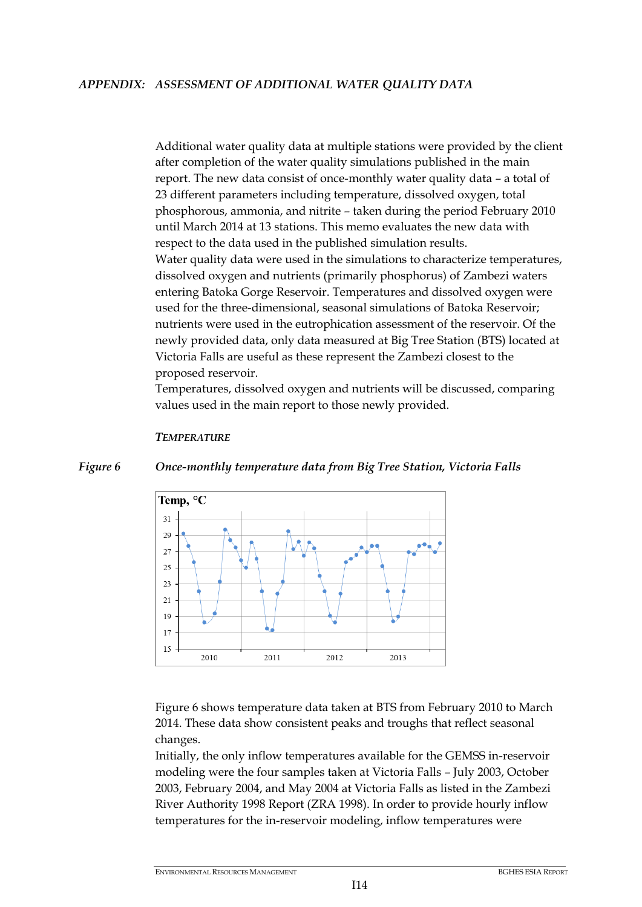*APPENDIX: ASSESSMENT OF ADDITIONAL WATER QUALITY DATA*

Additional water quality data at multiple stations were provided by the client after completion of the water quality simulations published in the main report. The new data consist of once-monthly water quality data – a total of 23 different parameters including temperature, dissolved oxygen, total phosphorous, ammonia, and nitrite – taken during the period February 2010 until March 2014 at 13 stations. This memo evaluates the new data with respect to the data used in the published simulation results.

Water quality data were used in the simulations to characterize temperatures, dissolved oxygen and nutrients (primarily phosphorus) of Zambezi waters entering Batoka Gorge Reservoir. Temperatures and dissolved oxygen were used for the three-dimensional, seasonal simulations of Batoka Reservoir; nutrients were used in the eutrophication assessment of the reservoir. Of the newly provided data, only data measured at Big Tree Station (BTS) located at Victoria Falls are useful as these represent the Zambezi closest to the proposed reservoir.

Temperatures, dissolved oxygen and nutrients will be discussed, comparing values used in the main report to those newly provided.

### *TEMPERATURE*

*Figure 6 Once-monthly temperature data from Big Tree Station, Victoria Falls*

Figure 6 shows temperature data taken at BTS from February 2010 to March 2014. These data show consistent peaks and troughs that reflect seasonal changes.

Initially, the only inflow temperatures available for the GEMSS in-reservoir modeling were the four samples taken at Victoria Falls – July 2003, October 2003, February 2004, and May 2004 at Victoria Falls as listed in the Zambezi River Authority 1998 Report (ZRA 1998). In order to provide hourly inflow temperatures for the in-reservoir modeling, inflow temperatures were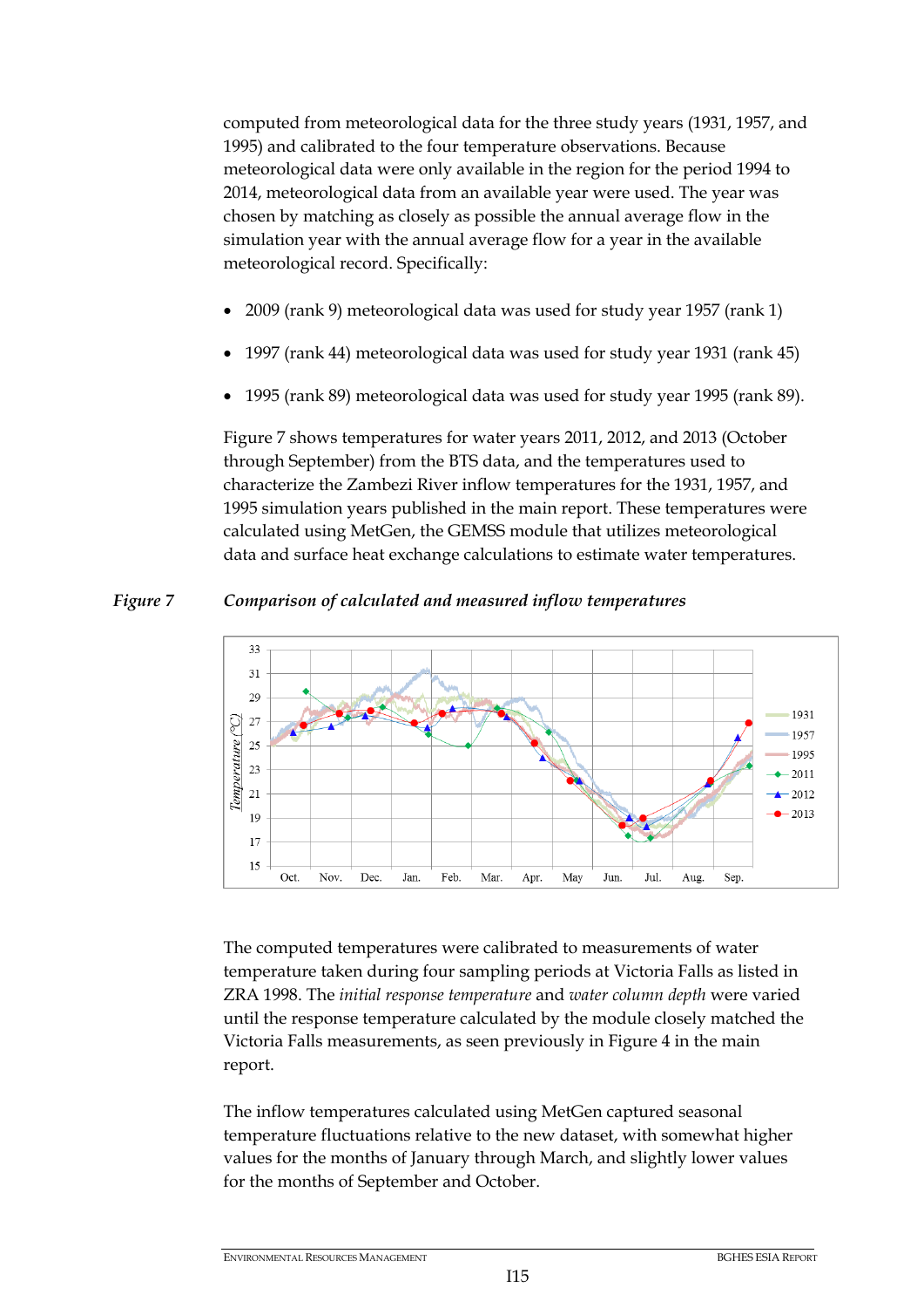computed from meteorological data for the three study years (1931, 1957, and 1995) and calibrated to the four temperature observations. Because meteorological data were only available in the region for the period 1994 to 2014, meteorological data from an available year were used. The year was chosen by matching as closely as possible the annual average flow in the simulation year with the annual average flow for a year in the available meteorological record. Specifically:

- 2009 (rank 9) meteorological data was used for study year 1957 (rank 1)
- 1997 (rank 44) meteorological data was used for study year 1931 (rank 45)
- 1995 (rank 89) meteorological data was used for study year 1995 (rank 89).

Figure 7 shows temperatures for water years 2011, 2012, and 2013 (October through September) from the BTS data, and the temperatures used to characterize the Zambezi River inflow temperatures for the 1931, 1957, and 1995 simulation years published in the main report. These temperatures were calculated using MetGen, the GEMSS module that utilizes meteorological data and surface heat exchange calculations to estimate water temperatures.

*Figure 7 Comparison of calculated and measured inflow temperatures*

The computed temperatures were calibrated to measurements of water temperature taken during four sampling periods at Victoria Falls as listed in ZRA 1998. The *initial response temperature* and *water column depth* were varied until the response temperature calculated by the module closely matched the Victoria Falls measurements, as seen previously in Figure 4 in the main report.

The inflow temperatures calculated using MetGen captured seasonal temperature fluctuations relative to the new dataset, with somewhat higher values for the months of January through March, and slightly lower values for the months of September and October.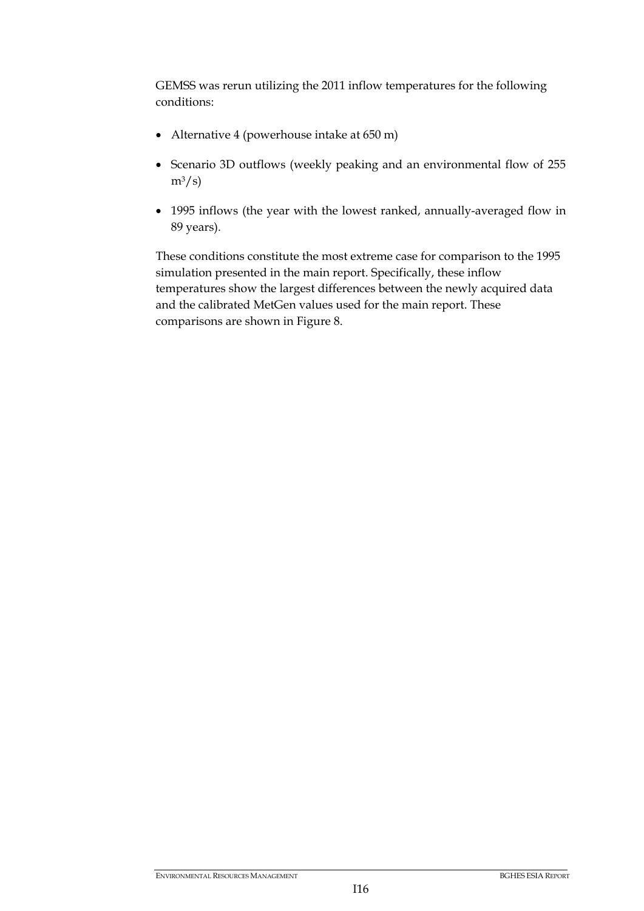GEMSS was rerun utilizing the 2011 inflow temperatures for the following conditions:

- Alternative 4 (powerhouse intake at 650 m)
- Scenario 3D outflows (weekly peaking and an environmental flow of 255 $m^3/s$)
- 1995 inflows (the year with the lowest ranked, annually-averaged flow in 89 years).

These conditions constitute the most extreme case for comparison to the 1995 simulation presented in the main report. Specifically, these inflow temperatures show the largest differences between the newly acquired data and the calibrated MetGen values used for the main report. These comparisons are shown in Figure 8.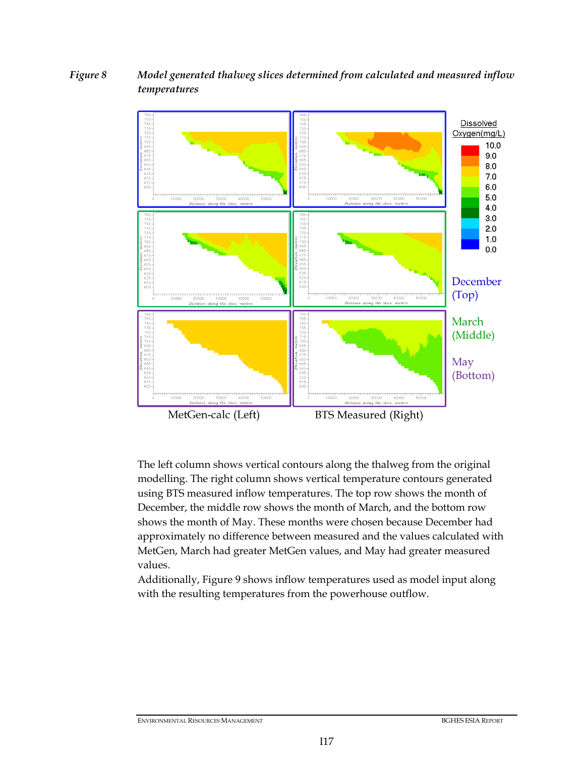*Figure 8 Model generated thalweg slices determined from calculated and measured inflow temperatures*

Dissolved Oxygen(mg/L)

December (Top)

March (Middle)

May (Bottom)

MetGen-calc (Left) BTS Measured (Right)

The left column shows vertical contours along the thalweg from the original modelling. The right column shows vertical temperature contours generated using BTS measured inflow temperatures. The top row shows the month of December, the middle row shows the month of March, and the bottom row shows the month of May. These months were chosen because December had approximately no difference between measured and the values calculated with MetGen, March had greater MetGen values, and May had greater measured values.

Additionally, Figure 9 shows inflow temperatures used as model input along with the resulting temperatures from the powerhouse outflow.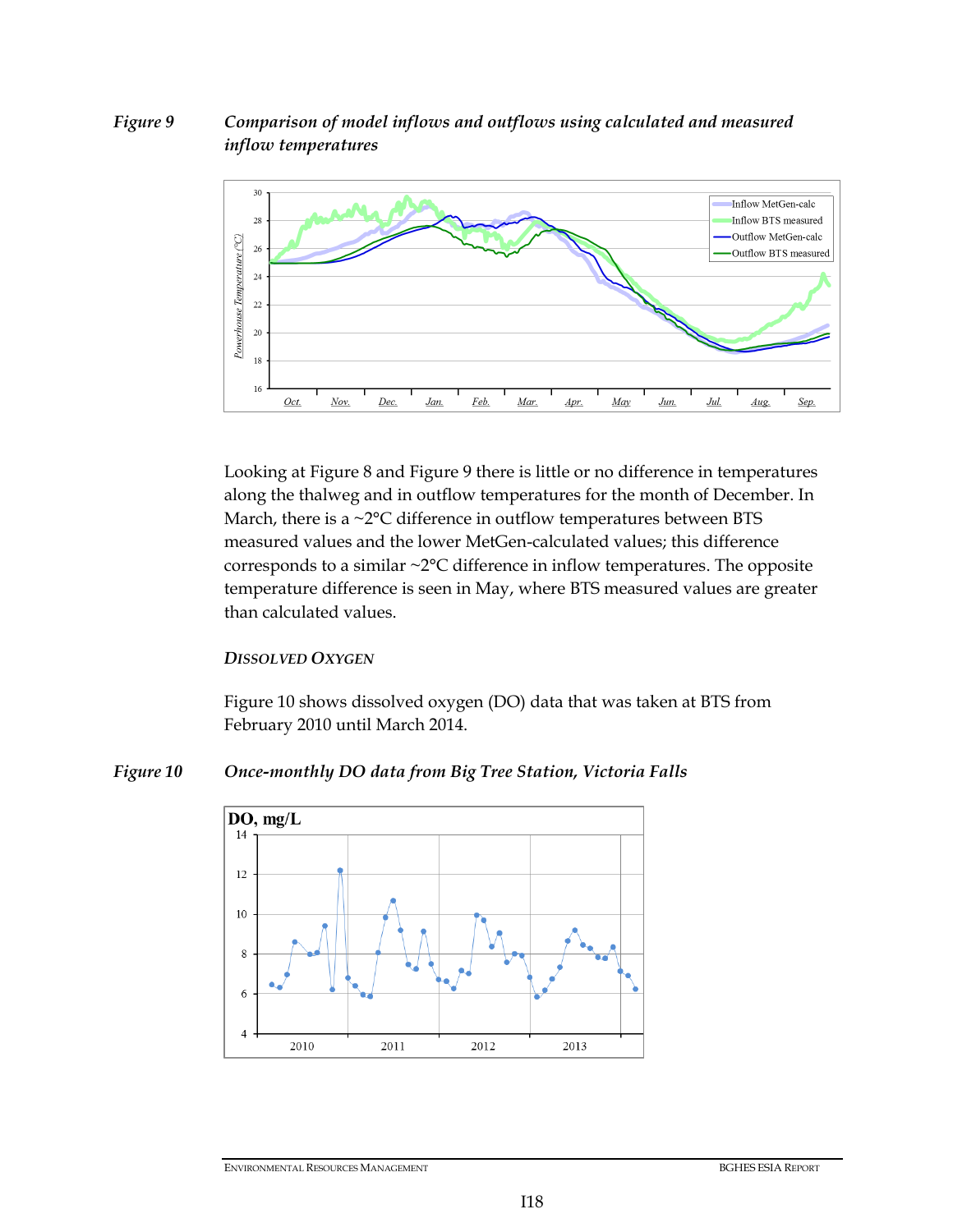*Figure 9* ***Comparison of model inflows and outflows using calculated and measured inflow temperatures***

Looking at Figure 8 and Figure 9 there is little or no difference in temperatures along the thalweg and in outflow temperatures for the month of December. In March, there is a ~2°C difference in outflow temperatures between BTS measured values and the lower MetGen-calculated values; this difference corresponds to a similar ~2°C difference in inflow temperatures. The opposite temperature difference is seen in May, where BTS measured values are greater than calculated values.

### *DISSOLVED OXYGEN*

Figure 10 shows dissolved oxygen (DO) data that was taken at BTS from February 2010 until March 2014.

*Figure 10* ***Once-monthly DO data from Big Tree Station, Victoria Falls***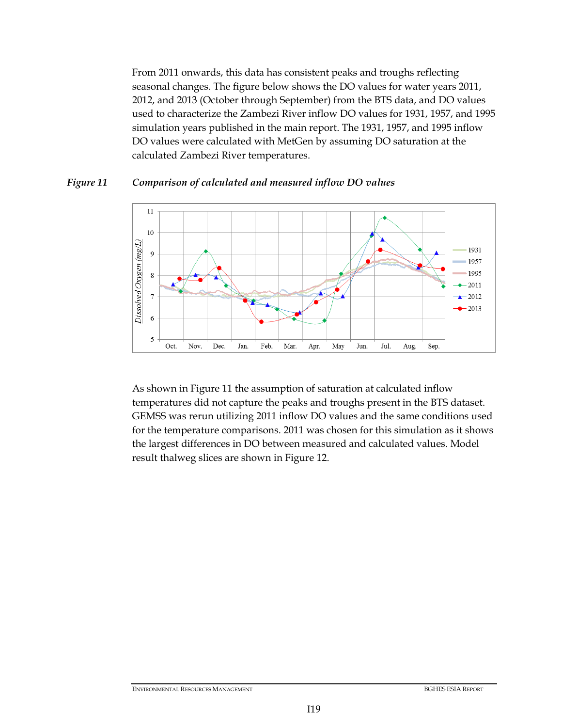From 2011 onwards, this data has consistent peaks and troughs reflecting seasonal changes. The figure below shows the DO values for water years 2011, 2012, and 2013 (October through September) from the BTS data, and DO values used to characterize the Zambezi River inflow DO values for 1931, 1957, and 1995 simulation years published in the main report. The 1931, 1957, and 1995 inflow DO values were calculated with MetGen by assuming DO saturation at the calculated Zambezi River temperatures.

*Figure 11* ***Comparison of calculated and measured inflow DO values***

As shown in Figure 11 the assumption of saturation at calculated inflow temperatures did not capture the peaks and troughs present in the BTS dataset. GEMSS was rerun utilizing 2011 inflow DO values and the same conditions used for the temperature comparisons. 2011 was chosen for this simulation as it shows the largest differences in DO between measured and calculated values. Model result thalweg slices are shown in Figure 12.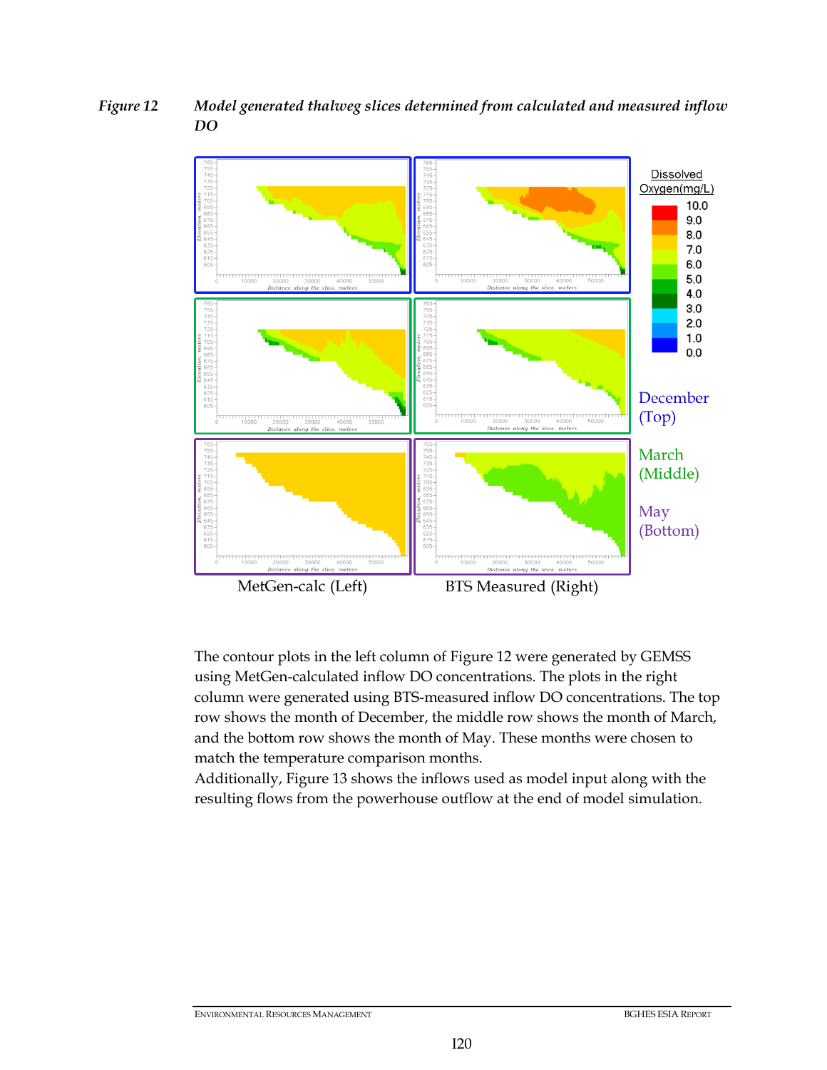*Figure 12 Model generated thalweg slices determined from calculated and measured inflow DO*

The contour plots in the left column of Figure 12 were generated by GEMSS using MetGen-calculated inflow DO concentrations. The plots in the right column were generated using BTS-measured inflow DO concentrations. The top row shows the month of December, the middle row shows the month of March, and the bottom row shows the month of May. These months were chosen to match the temperature comparison months.

Additionally, Figure 13 shows the inflows used as model input along with the resulting flows from the powerhouse outflow at the end of model simulation.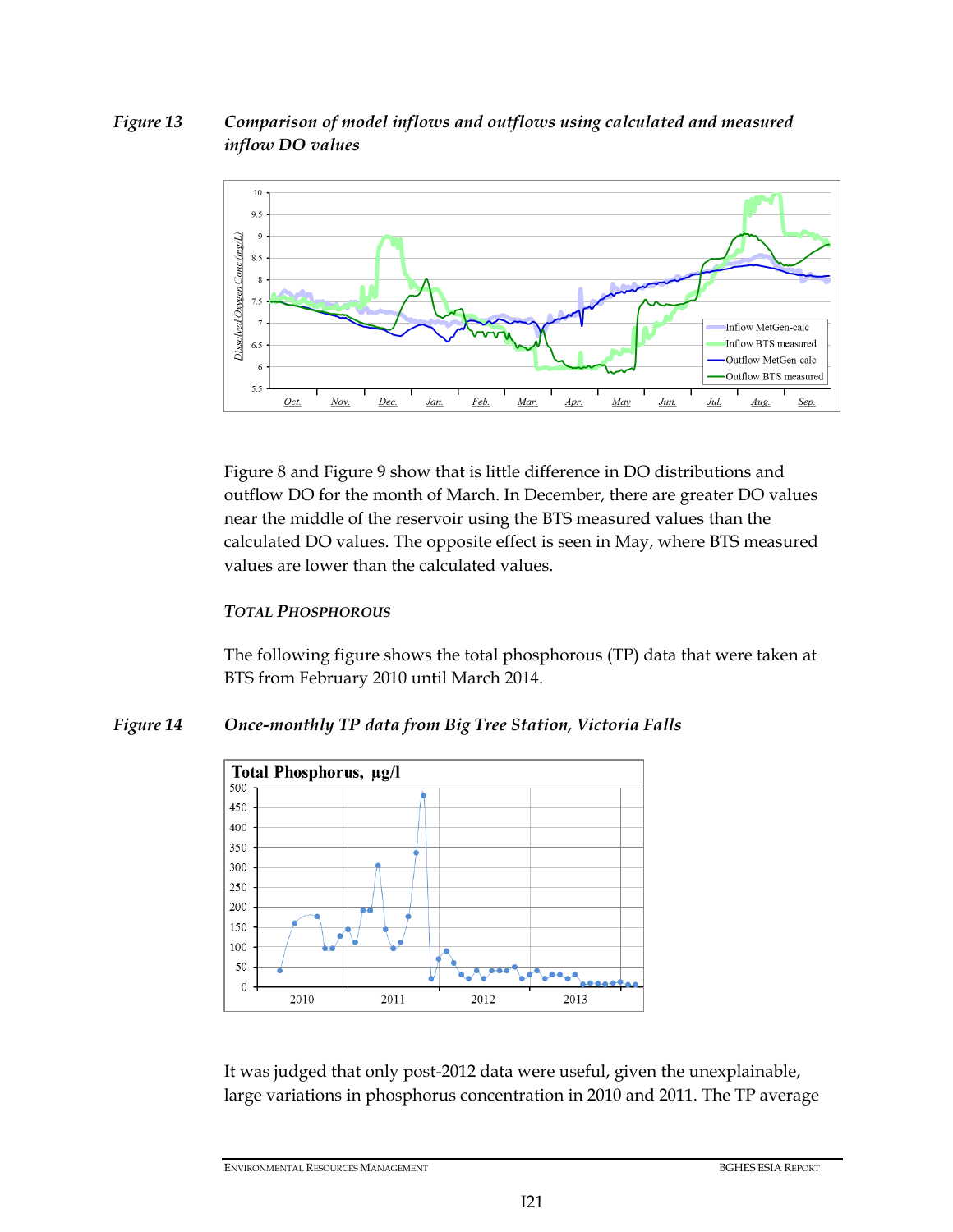*Figure 13 Comparison of model inflows and outflows using calculated and measured inflow DO values*

Figure 8 and Figure 9 show that is little difference in DO distributions and outflow DO for the month of March. In December, there are greater DO values near the middle of the reservoir using the BTS measured values than the calculated DO values. The opposite effect is seen in May, where BTS measured values are lower than the calculated values.

### *TOTAL PHOSPHOROUS*

The following figure shows the total phosphorous (TP) data that were taken at BTS from February 2010 until March 2014.

*Figure 14 Once-monthly TP data from Big Tree Station, Victoria Falls*

It was judged that only post-2012 data were useful, given the unexplainable, large variations in phosphorus concentration in 2010 and 2011. The TP average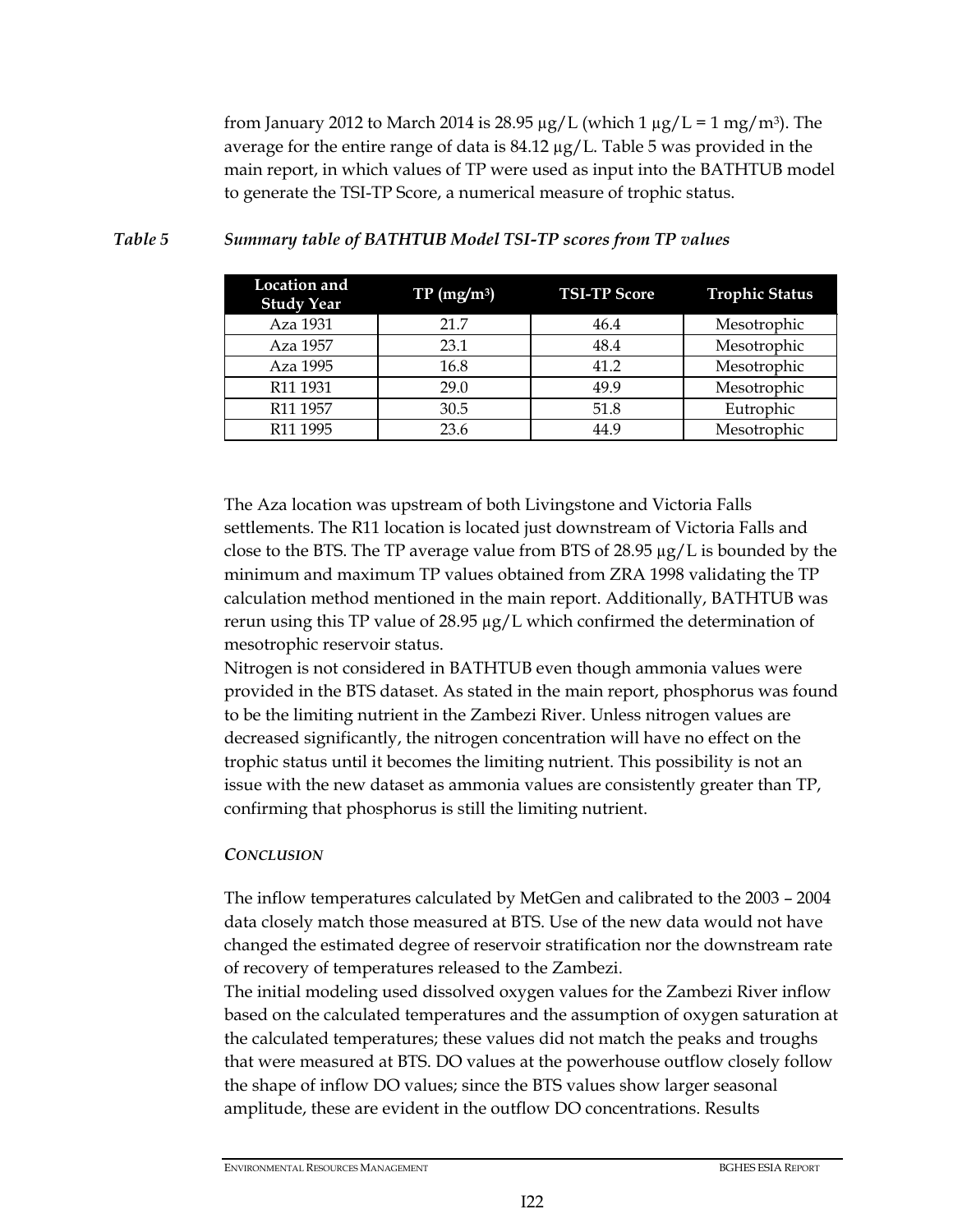from January 2012 to March 2014 is 28.95 µg/L (which 1 µg/L = 1 mg/m$^3$). The average for the entire range of data is 84.12 µg/L. Table 5 was provided in the main report, in which values of TP were used as input into the BATHTUB model to generate the TSI-TP Score, a numerical measure of trophic status.

***Table 5 Summary table of BATHTUB Model TSI-TP scores from TP values***

| Location and Study Year | TP (mg/m$^3$) | TSI-TP Score | Trophic Status |
|---|---|---|---|
| Aza 1931 | 21.7 | 46.4 | Mesotrophic |
| Aza 1957 | 23.1 | 48.4 | Mesotrophic |
| Aza 1995 | 16.8 | 41.2 | Mesotrophic |
| R11 1931 | 29.0 | 49.9 | Mesotrophic |
| R11 1957 | 30.5 | 51.8 | Eutrophic |
| R11 1995 | 23.6 | 44.9 | Mesotrophic |

The Aza location was upstream of both Livingstone and Victoria Falls settlements. The R11 location is located just downstream of Victoria Falls and close to the BTS. The TP average value from BTS of 28.95 µg/L is bounded by the minimum and maximum TP values obtained from ZRA 1998 validating the TP calculation method mentioned in the main report. Additionally, BATHTUB was rerun using this TP value of 28.95 µg/L which confirmed the determination of mesotrophic reservoir status.

Nitrogen is not considered in BATHTUB even though ammonia values were provided in the BTS dataset. As stated in the main report, phosphorus was found to be the limiting nutrient in the Zambezi River. Unless nitrogen values are decreased significantly, the nitrogen concentration will have no effect on the trophic status until it becomes the limiting nutrient. This possibility is not an issue with the new dataset as ammonia values are consistently greater than TP, confirming that phosphorus is still the limiting nutrient.

***CONCLUSION***

The inflow temperatures calculated by MetGen and calibrated to the 2003 – 2004 data closely match those measured at BTS. Use of the new data would not have changed the estimated degree of reservoir stratification nor the downstream rate of recovery of temperatures released to the Zambezi.

The initial modeling used dissolved oxygen values for the Zambezi River inflow based on the calculated temperatures and the assumption of oxygen saturation at the calculated temperatures; these values did not match the peaks and troughs that were measured at BTS. DO values at the powerhouse outflow closely follow the shape of inflow DO values; since the BTS values show larger seasonal amplitude, these are evident in the outflow DO concentrations. Results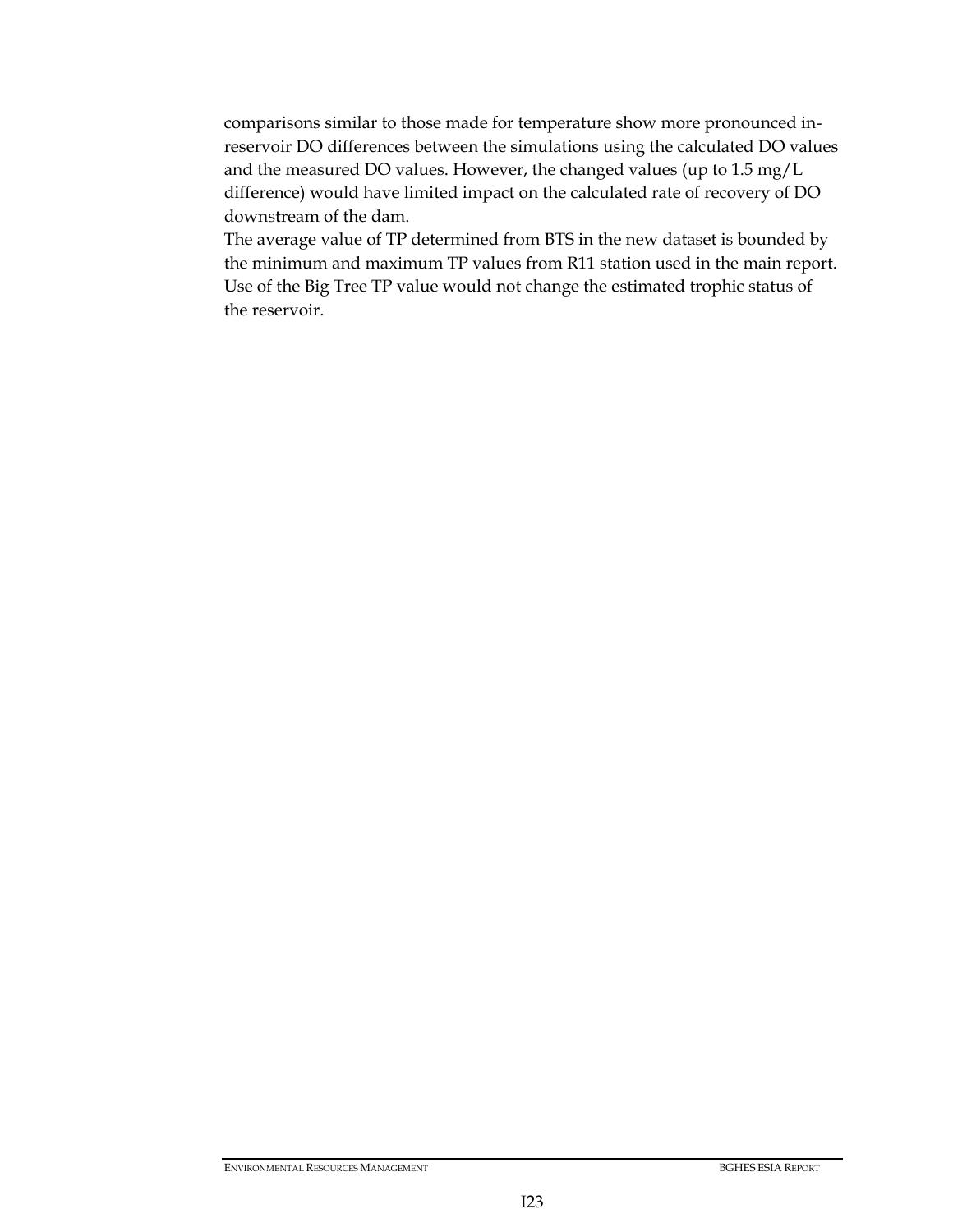comparisons similar to those made for temperature show more pronounced in-reservoir DO differences between the simulations using the calculated DO values and the measured DO values. However, the changed values (up to 1.5 mg/L difference) would have limited impact on the calculated rate of recovery of DO downstream of the dam.

The average value of TP determined from BTS in the new dataset is bounded by the minimum and maximum TP values from R11 station used in the main report. Use of the Big Tree TP value would not change the estimated trophic status of the reservoir.